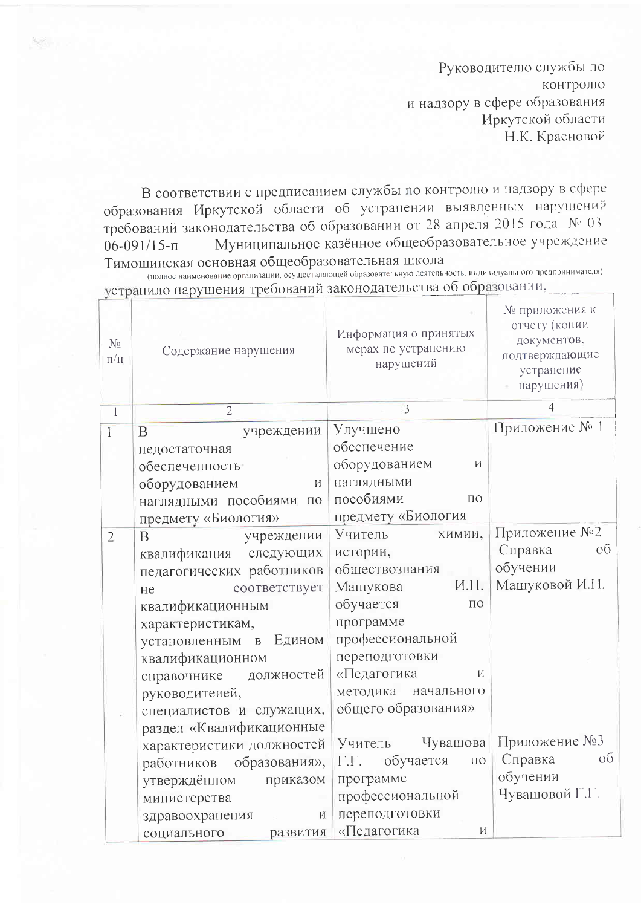Руководителю службы по контролю и надзору в сфере образования Иркутской области Н.К. Красновой

В соответствии с предписанием службы по контролю и надзору в сфере образования Иркутской области об устранении выявленных нарушений требований законодательства об образовании от 28 апреля 2015 года № 03-06-091/15-п Муниципальное казённое общеобразовательное учреждение Тимошинская основная общеобразовательная школа

(полное наименование организации, осуществляющей образовательную деятельность, индивидуального предпринимателя)

устранило нарушения требований законодательства об образовании,

| № п/п | Содержание нарушения | Информация о принятых мерах по устранению нарушений | № приложения к отчету (копии документов, подтверждающие устранение нарушения) |
|---|---|---|---|
| 1 | 2 | 3 | 4 |
| 1 | В учреждении недостаточная обеспеченность оборудованием и наглядными пособиями по предмету «Биология» | Улучшено обеспечение оборудованием и наглядными пособиями по предмету «Биология | Приложение № 1 |
| 2 | В учреждении квалификация следующих педагогических работников не соответствует квалификационным характеристикам, установленным в Едином квалификационном справочнике должностей руководителей, специалистов и служащих, раздел «Квалификационные характеристики должностей работников образования», утверждённом приказом министерства здравоохранения и социального развития | Учитель химии, истории, обществознания Машукова И.Н. обучается по программе профессиональной переподготовки «Педагогика и методика начального общего образования»<br><br>Учитель Чувашова Г.Г. обучается по программе профессиональной переподготовки «Педагогика и | Приложение №2 Справка об обучении Машуковой И.Н.<br><br>Приложение №3 Справка об обучении Чувашовой Г.Г. |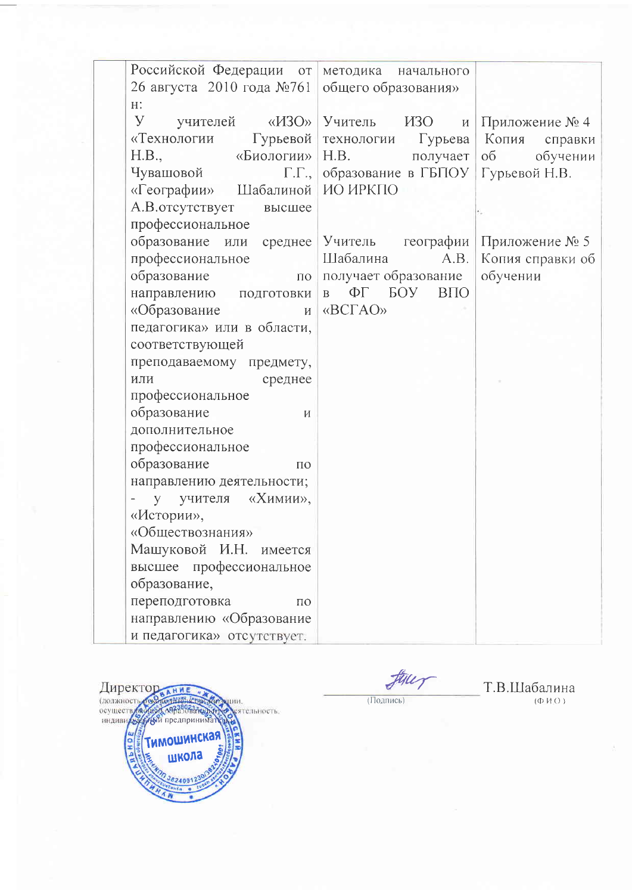| | | | |
|---|---|---|---|
| | Российской Федерации от 26 августа 2010 года №761 н:<br>У учителей «ИЗО» «Технологии Гурьевой Н.В., «Биологии» Чувашовой Г.Г., «Географии» Шабалиной А.В.отсутствует высшее профессиональное образование или среднее профессиональное образование по направлению подготовки «Образование и педагогика» или в области, соответствующей преподаваемому предмету, или среднее профессиональное образование и дополнительное профессиональное образование по направлению деятельности;<br>- у учителя «Химии», «Истории», «Обществознания» Машуковой И.Н. имеется высшее профессиональное образование, переподготовка по направлению «Образование и педагогика» отсутствует. | методика начального общего образования»<br><br>Учитель ИЗО и технологии Гурьева Н.В. получает образование в ГБПОУ ИО ИРКПО<br><br>Учитель географии Шабалина А.В. получает образование в ФГ БОУ ВПО «ВСГАО» | <br><br>Приложение № 4 Копия справки об обучении Гурьевой Н.В.<br><br>Приложение № 5 Копия справки об обучении |

Директор
(должность руководителя организации, осуществляющей образовательную деятельность, индивидуальный предприниматель)

(Подпись)

Т.В.Шабалина
(Ф И О)

Тимошинская школа